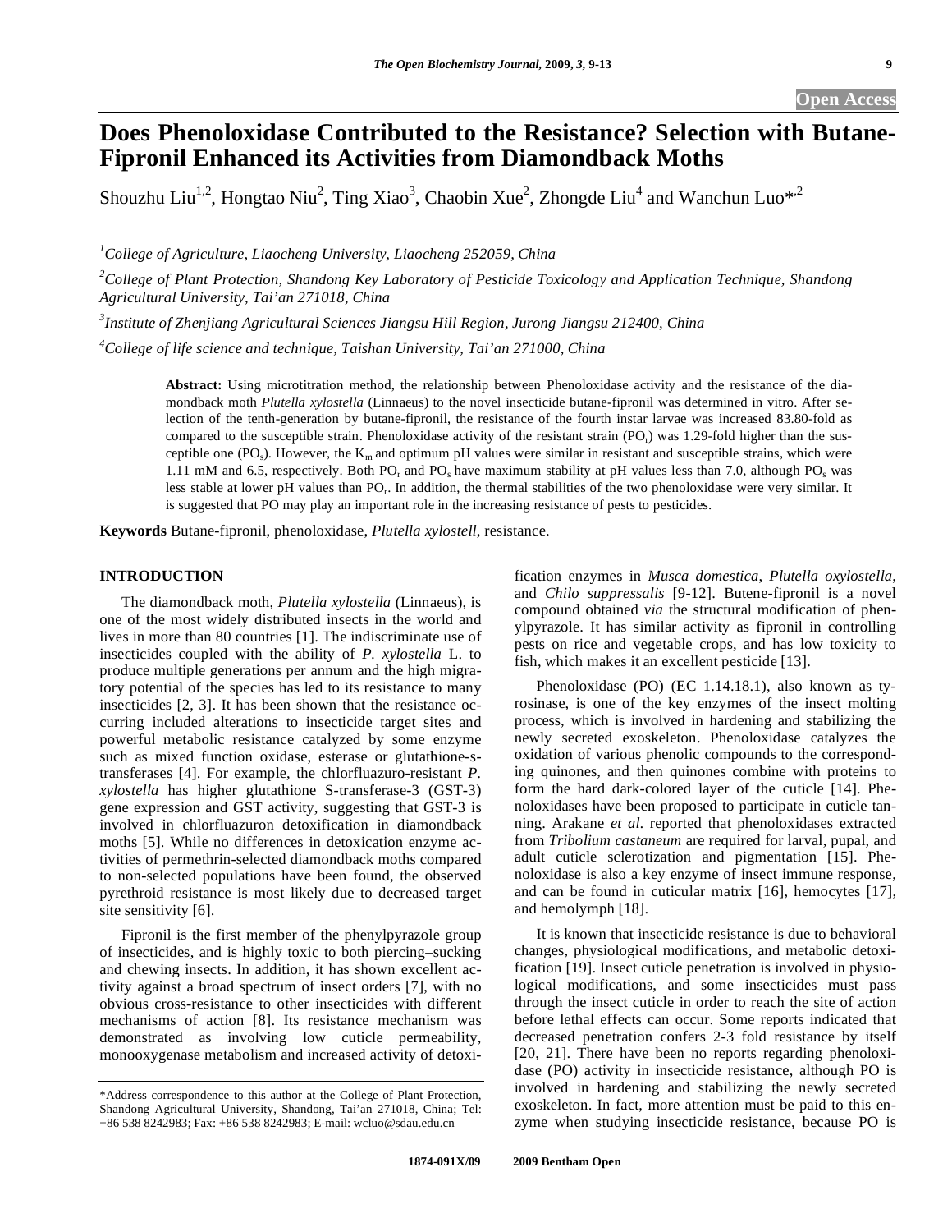# Does Phenoloxidase Contributed to the Resistance? Selection with Butane-Fipronil Enhanced its Activities from Diamondback Moths

Shouzhu Liu[1,2], Hongtao Niu[2], Ting Xiao[3], Chaobin Xue[2], Zhongde Liu[4] and Wanchun Luo*[,2]

[1]*College of Agriculture, Liaocheng University, Liaocheng 252059, China*

[2]*College of Plant Protection, Shandong Key Laboratory of Pesticide Toxicology and Application Technique, Shandong Agricultural University, Tai'an 271018, China*

[3]*Institute of Zhenjiang Agricultural Sciences Jiangsu Hill Region, Jurong Jiangsu 212400, China*

[4]*College of life science and technique, Taishan University, Tai'an 271000, China*

**Abstract:** Using microtitration method, the relationship between Phenoloxidase activity and the resistance of the diamondback moth *Plutella xylostella* (Linnaeus) to the novel insecticide butane-fipronil was determined in vitro. After selection of the tenth-generation by butane-fipronil, the resistance of the fourth instar larvae was increased 83.80-fold as compared to the susceptible strain. Phenoloxidase activity of the resistant strain ($PO_r$) was 1.29-fold higher than the susceptible one ($PO_s$). However, the $K_m$ and optimum pH values were similar in resistant and susceptible strains, which were 1.11 mM and 6.5, respectively. Both $PO_r$ and $PO_s$ have maximum stability at pH values less than 7.0, although $PO_s$ was less stable at lower pH values than $PO_r$. In addition, the thermal stabilities of the two phenoloxidase were very similar. It is suggested that PO may play an important role in the increasing resistance of pests to pesticides.

**Keywords** Butane-fipronil, phenoloxidase, *Plutella xylostell*, resistance.

## INTRODUCTION

The diamondback moth, *Plutella xylostella* (Linnaeus), is one of the most widely distributed insects in the world and lives in more than 80 countries [1]. The indiscriminate use of insecticides coupled with the ability of *P. xylostella* L. to produce multiple generations per annum and the high migratory potential of the species has led to its resistance to many insecticides [2, 3]. It has been shown that the resistance occurring included alterations to insecticide target sites and powerful metabolic resistance catalyzed by some enzyme such as mixed function oxidase, esterase or glutathione-s-transferases [4]. For example, the chlorfluazuro-resistant *P. xylostella* has higher glutathione S-transferase-3 (GST-3) gene expression and GST activity, suggesting that GST-3 is involved in chlorfluazuron detoxification in diamondback moths [5]. While no differences in detoxication enzyme activities of permethrin-selected diamondback moths compared to non-selected populations have been found, the observed pyrethroid resistance is most likely due to decreased target site sensitivity [6].

Fipronil is the first member of the phenylpyrazole group of insecticides, and is highly toxic to both piercing–sucking and chewing insects. In addition, it has shown excellent activity against a broad spectrum of insect orders [7], with no obvious cross-resistance to other insecticides with different mechanisms of action [8]. Its resistance mechanism was demonstrated as involving low cuticle permeability, monooxygenase metabolism and increased activity of detoxification enzymes in *Musca domestica*, *Plutella oxylostella*, and *Chilo suppressalis* [9-12]. Butene-fipronil is a novel compound obtained *via* the structural modification of phenylpyrazole. It has similar activity as fipronil in controlling pests on rice and vegetable crops, and has low toxicity to fish, which makes it an excellent pesticide [13].

Phenoloxidase (PO) (EC 1.14.18.1), also known as tyrosinase, is one of the key enzymes of the insect molting process, which is involved in hardening and stabilizing the newly secreted exoskeleton. Phenoloxidase catalyzes the oxidation of various phenolic compounds to the corresponding quinones, and then quinones combine with proteins to form the hard dark-colored layer of the cuticle [14]. Phenoloxidases have been proposed to participate in cuticle tanning. Arakane *et al*. reported that phenoloxidases extracted from *Tribolium castaneum* are required for larval, pupal, and adult cuticle sclerotization and pigmentation [15]. Phenoloxidase is also a key enzyme of insect immune response, and can be found in cuticular matrix [16], hemocytes [17], and hemolymph [18].

It is known that insecticide resistance is due to behavioral changes, physiological modifications, and metabolic detoxification [19]. Insect cuticle penetration is involved in physiological modifications, and some insecticides must pass through the insect cuticle in order to reach the site of action before lethal effects can occur. Some reports indicated that decreased penetration confers 2-3 fold resistance by itself [20, 21]. There have been no reports regarding phenoloxidase (PO) activity in insecticide resistance, although PO is involved in hardening and stabilizing the newly secreted exoskeleton. In fact, more attention must be paid to this enzyme when studying insecticide resistance, because PO is

*Address correspondence to this author at the College of Plant Protection, Shandong Agricultural University, Shandong, Tai'an 271018, China; Tel: +86 538 8242983; Fax: +86 538 8242983; E-mail: wcluo@sdau.edu.cn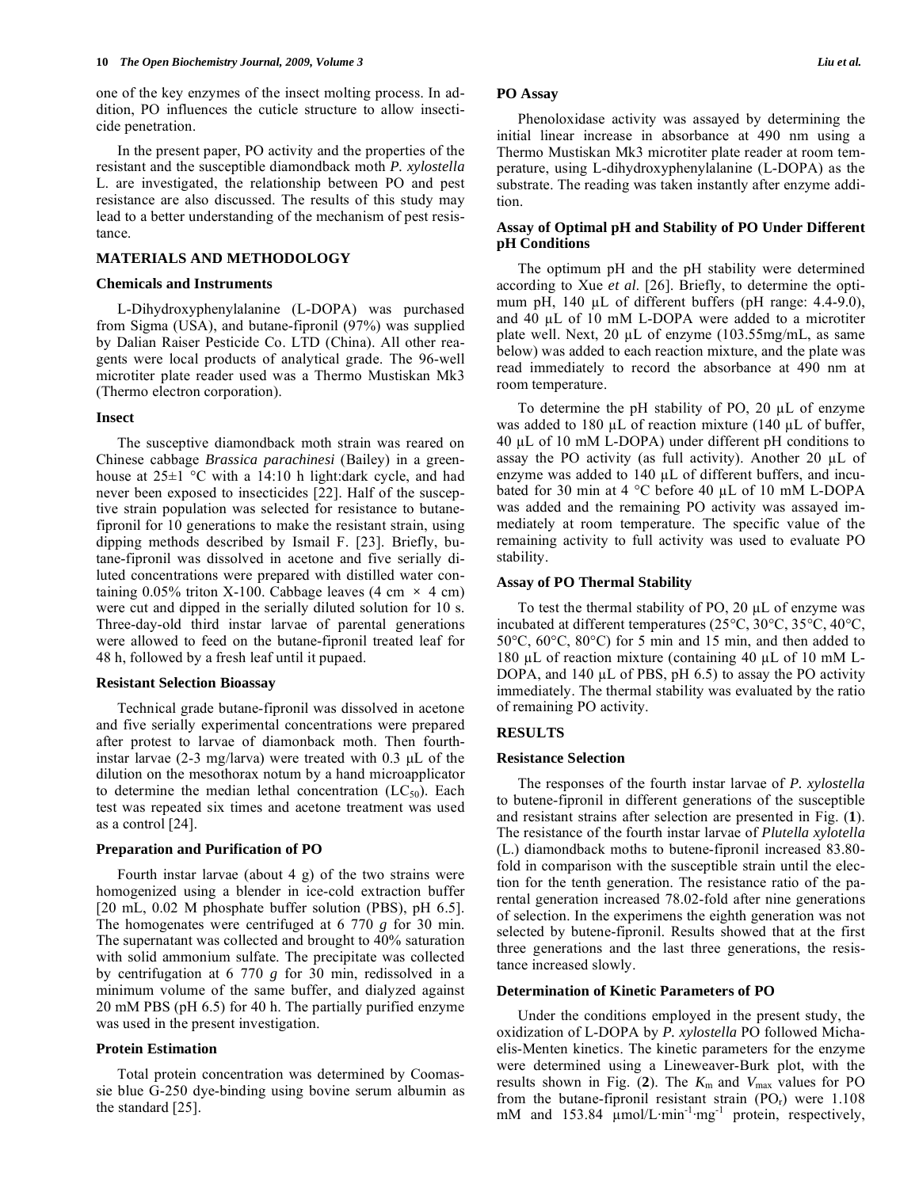one of the key enzymes of the insect molting process. In addition, PO influences the cuticle structure to allow insecticide penetration.

In the present paper, PO activity and the properties of the resistant and the susceptible diamondback moth *P. xylostella* L. are investigated, the relationship between PO and pest resistance are also discussed. The results of this study may lead to a better understanding of the mechanism of pest resistance.

## MATERIALS AND METHODOLOGY

### Chemicals and Instruments

L-Dihydroxyphenylalanine (L-DOPA) was purchased from Sigma (USA), and butane-fipronil (97%) was supplied by Dalian Raiser Pesticide Co. LTD (China). All other reagents were local products of analytical grade. The 96-well microtiter plate reader used was a Thermo Mustiskan Mk3 (Thermo electron corporation).

### Insect

The susceptive diamondback moth strain was reared on Chinese cabbage *Brassica parachinesi* (Bailey) in a greenhouse at 25±1 °C with a 14:10 h light:dark cycle, and had never been exposed to insecticides [22]. Half of the susceptive strain population was selected for resistance to butane-fipronil for 10 generations to make the resistant strain, using dipping methods described by Ismail F. [23]. Briefly, butane-fipronil was dissolved in acetone and five serially diluted concentrations were prepared with distilled water containing 0.05% triton X-100. Cabbage leaves (4 cm × 4 cm) were cut and dipped in the serially diluted solution for 10 s. Three-day-old third instar larvae of parental generations were allowed to feed on the butane-fipronil treated leaf for 48 h, followed by a fresh leaf until it pupaed.

### Resistant Selection Bioassay

Technical grade butane-fipronil was dissolved in acetone and five serially experimental concentrations were prepared after protest to larvae of diamonback moth. Then fourth-instar larvae (2-3 mg/larva) were treated with 0.3 μL of the dilution on the mesothorax notum by a hand microapplicator to determine the median lethal concentration ($LC_{50}$). Each test was repeated six times and acetone treatment was used as a control [24].

### Preparation and Purification of PO

Fourth instar larvae (about 4 g) of the two strains were homogenized using a blender in ice-cold extraction buffer [20 mL, 0.02 M phosphate buffer solution (PBS), pH 6.5]. The homogenates were centrifuged at 6 770 *g* for 30 min. The supernatant was collected and brought to 40% saturation with solid ammonium sulfate. The precipitate was collected by centrifugation at 6 770 *g* for 30 min, redissolved in a minimum volume of the same buffer, and dialyzed against 20 mM PBS (pH 6.5) for 40 h. The partially purified enzyme was used in the present investigation.

### Protein Estimation

Total protein concentration was determined by Coomassie blue G-250 dye-binding using bovine serum albumin as the standard [25].

### PO Assay

Phenoloxidase activity was assayed by determining the initial linear increase in absorbance at 490 nm using a Thermo Mustiskan Mk3 microtiter plate reader at room temperature, using L-dihydroxyphenylalanine (L-DOPA) as the substrate. The reading was taken instantly after enzyme addition.

### Assay of Optimal pH and Stability of PO Under Different pH Conditions

The optimum pH and the pH stability were determined according to Xue *et al*. [26]. Briefly, to determine the optimum pH, 140 μL of different buffers (pH range: 4.4-9.0), and 40 μL of 10 mM L-DOPA were added to a microtiter plate well. Next, 20 μL of enzyme (103.55mg/mL, as same below) was added to each reaction mixture, and the plate was read immediately to record the absorbance at 490 nm at room temperature.

To determine the pH stability of PO, 20 μL of enzyme was added to 180 μL of reaction mixture (140 μL of buffer, 40 μL of 10 mM L-DOPA) under different pH conditions to assay the PO activity (as full activity). Another 20 μL of enzyme was added to 140 μL of different buffers, and incubated for 30 min at 4 °C before 40 μL of 10 mM L-DOPA was added and the remaining PO activity was assayed immediately at room temperature. The specific value of the remaining activity to full activity was used to evaluate PO stability.

### Assay of PO Thermal Stability

To test the thermal stability of PO, 20 μL of enzyme was incubated at different temperatures (25°C, 30°C, 35°C, 40°C, 50°C, 60°C, 80°C) for 5 min and 15 min, and then added to 180 μL of reaction mixture (containing 40 μL of 10 mM L-DOPA, and 140 μL of PBS, pH 6.5) to assay the PO activity immediately. The thermal stability was evaluated by the ratio of remaining PO activity.

## RESULTS

### Resistance Selection

The responses of the fourth instar larvae of *P. xylostella* to butene-fipronil in different generations of the susceptible and resistant strains after selection are presented in Fig. (**1**). The resistance of the fourth instar larvae of *Plutella xylotella* (L.) diamondback moths to butene-fipronil increased 83.80-fold in comparison with the susceptible strain until the election for the tenth generation. The resistance ratio of the parental generation increased 78.02-fold after nine generations of selection. In the experimens the eighth generation was not selected by butene-fipronil. Results showed that at the first three generations and the last three generations, the resistance increased slowly.

### Determination of Kinetic Parameters of PO

Under the conditions employed in the present study, the oxidization of L-DOPA by *P. xylostella* PO followed Michaelis-Menten kinetics. The kinetic parameters for the enzyme were determined using a Lineweaver-Burk plot, with the results shown in Fig. (**2**). The $K_m$ and $V_{max}$ values for PO from the butane-fipronil resistant strain ($PO_r$) were 1.108 mM and 153.84 $\mu mol/L\cdot min^{-1}\cdot mg^{-1}$ protein, respectively,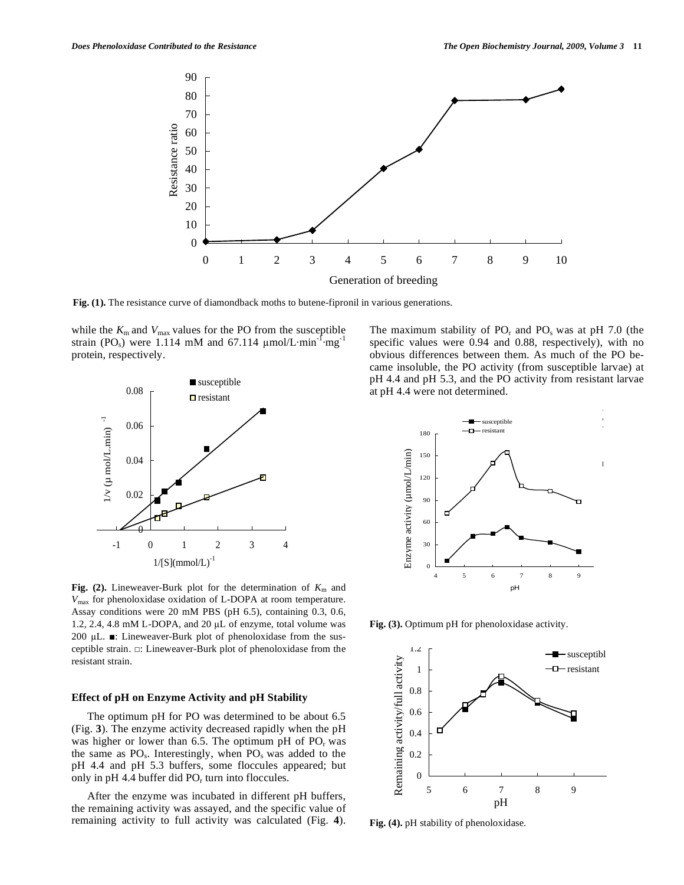Fig. (1). The resistance curve of diamondback moths to butene-fipronil in various generations.

while the $K_m$ and $V_{max}$ values for the PO from the susceptible strain ($PO_s$) were 1.114 mM and 67.114 μmol/L·$min^{-1}$·$mg^{-1}$ protein, respectively.

Fig. (2). Lineweaver-Burk plot for the determination of $K_m$ and $V_{max}$ for phenoloxidase oxidation of L-DOPA at room temperature. Assay conditions were 20 mM PBS (pH 6.5), containing 0.3, 0.6, 1.2, 2.4, 4.8 mM L-DOPA, and 20 μL of enzyme, total volume was 200 μL. ■: Lineweaver-Burk plot of phenoloxidase from the susceptible strain. □: Lineweaver-Burk plot of phenoloxidase from the resistant strain.

### Effect of pH on Enzyme Activity and pH Stability

The optimum pH for PO was determined to be about 6.5 (Fig. **3**). The enzyme activity decreased rapidly when the pH was higher or lower than 6.5. The optimum pH of $PO_r$ was the same as $PO_s$. Interestingly, when $PO_s$ was added to the pH 4.4 and pH 5.3 buffers, some floccules appeared; but only in pH 4.4 buffer did $PO_r$ turn into floccules.

After the enzyme was incubated in different pH buffers, the remaining activity was assayed, and the specific value of remaining activity to full activity was calculated (Fig. **4**). The maximum stability of $PO_r$ and $PO_s$ was at pH 7.0 (the specific values were 0.94 and 0.88, respectively), with no obvious differences between them. As much of the PO became insoluble, the PO activity (from susceptible larvae) at pH 4.4 and pH 5.3, and the PO activity from resistant larvae at pH 4.4 were not determined.

Fig. (3). Optimum pH for phenoloxidase activity.

Fig. (4). pH stability of phenoloxidase.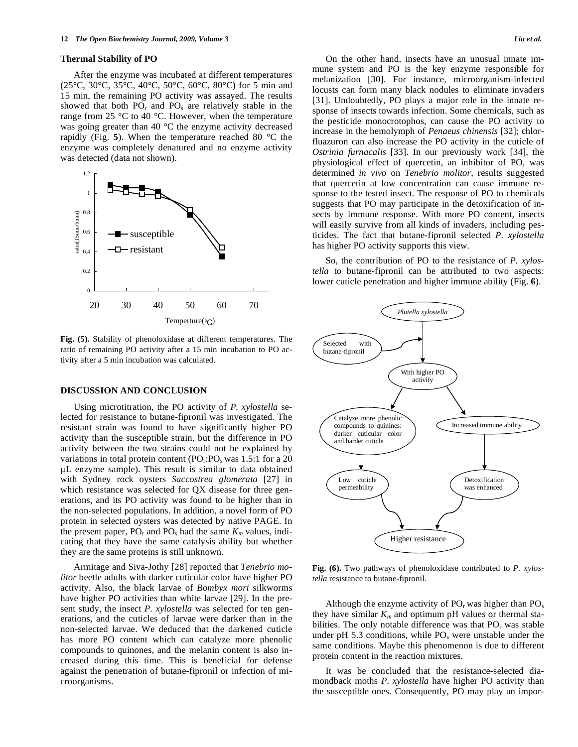### Thermal Stability of PO

After the enzyme was incubated at different temperatures (25°C, 30°C, 35°C, 40°C, 50°C, 60°C, 80°C) for 5 min and 15 min, the remaining PO activity was assayed. The results showed that both $PO_r$ and $PO_s$ are relatively stable in the range from 25 °C to 40 °C. However, when the temperature was going greater than 40 °C the enzyme activity decreased rapidly (Fig. **5**). When the temperature reached 80 °C the enzyme was completely denatured and no enzyme activity was detected (data not shown).

**Fig. (5).** Stability of phenoloxidase at different temperatures. The ratio of remaining PO activity after a 15 min incubation to PO activity after a 5 min incubation was calculated.

## DISCUSSION AND CONCLUSION

Using microtitration, the PO activity of *P. xylostella* selected for resistance to butane-fipronil was investigated. The resistant strain was found to have significantly higher PO activity than the susceptible strain, but the difference in PO activity between the two strains could not be explained by variations in total protein content ($PO_r$:$PO_s$ was 1.5:1 for a 20 μL enzyme sample). This result is similar to data obtained with Sydney rock oysters *Saccostrea glomerata* [27] in which resistance was selected for QX disease for three generations, and its PO activity was found to be higher than in the non-selected populations. In addition, a novel form of PO protein in selected oysters was detected by native PAGE. In the present paper, $PO_r$ and $PO_s$ had the same $K_m$ values, indicating that they have the same catalysis ability but whether they are the same proteins is still unknown.

Armitage and Siva-Jothy [28] reported that *Tenebrio molitor* beetle adults with darker cuticular color have higher PO activity. Also, the black larvae of *Bombyx mori* silkworms have higher PO activities than white larvae [29]. In the present study, the insect *P. xylostella* was selected for ten generations, and the cuticles of larvae were darker than in the non-selected larvae. We deduced that the darkened cuticle has more PO content which can catalyze more phenolic compounds to quinones, and the melanin content is also increased during this time. This is beneficial for defense against the penetration of butane-fipronil or infection of microorganisms.

On the other hand, insects have an unusual innate immune system and PO is the key enzyme responsible for melanization [30]. For instance, microorganism-infected locusts can form many black nodules to eliminate invaders [31]. Undoubtedly, PO plays a major role in the innate response of insects towards infection. Some chemicals, such as the pesticide monocrotophos, can cause the PO activity to increase in the hemolymph of *Penaeus chinensis* [32]; chlorfluazuron can also increase the PO activity in the cuticle of *Ostrinia furnacalis* [33]. In our previously work [34], the physiological effect of quercetin, an inhibitor of PO, was determined *in vivo* on *Tenebrio molitor*, results suggested that quercetin at low concentration can cause immune response to the tested insect. The response of PO to chemicals suggests that PO may participate in the detoxification of insects by immune response. With more PO content, insects will easily survive from all kinds of invaders, including pesticides. The fact that butane-fipronil selected *P. xylostella* has higher PO activity supports this view.

So, the contribution of PO to the resistance of *P. xylostella* to butane-fipronil can be attributed to two aspects: lower cuticle penetration and higher immune ability (Fig. **6**).

**Fig. (6).** Two pathways of phenoloxidase contributed to *P. xylostella* resistance to butane-fipronil.

Although the enzyme activity of $PO_r$ was higher than $PO_s$ they have similar $K_m$ and optimum pH values or thermal stabilities. The only notable difference was that $PO_r$ was stable under pH 5.3 conditions, while $PO_s$ were unstable under the same conditions. Maybe this phenomenon is due to different protein content in the reaction mixtures.

It was be concluded that the resistance-selected diamondback moths *P. xylostella* have higher PO activity than the susceptible ones. Consequently, PO may play an impor-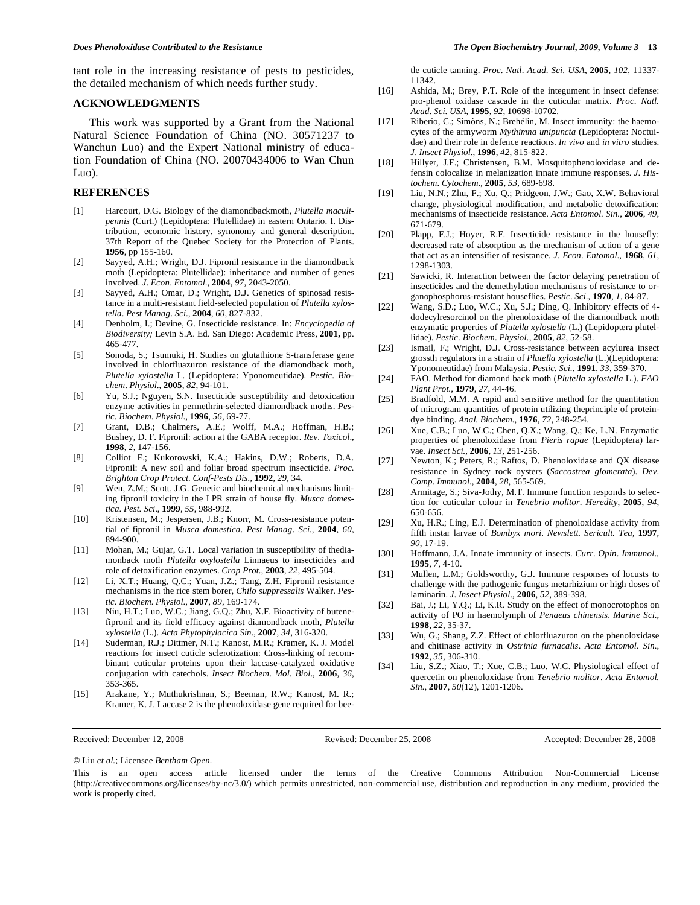tant role in the increasing resistance of pests to pesticides, the detailed mechanism of which needs further study.

## ACKNOWLEDGMENTS

This work was supported by a Grant from the National Natural Science Foundation of China (NO. 30571237 to Wanchun Luo) and the Expert National ministry of education Foundation of China (NO. 20070434006 to Wan Chun Luo).

## REFERENCES

[1] Harcourt, D.G. Biology of the diamondbackmoth, *Plutella maculipennis* (Curt.) (Lepidoptera: Plutellidae) in eastern Ontario. I. Distribution, economic history, synonomy and general description. 37th Report of the Quebec Society for the Protection of Plants. **1956**, pp 155-160.

[2] Sayyed, A.H.; Wright, D.J. Fipronil resistance in the diamondback moth (Lepidoptera: Plutellidae): inheritance and number of genes involved. *J. Econ. Entomol.*, **2004**, *97*, 2043-2050.

[3] Sayyed, A.H.; Omar, D.; Wright, D.J. Genetics of spinosad resistance in a multi-resistant field-selected population of *Plutella xylostella*. *Pest Manag. Sci.*, **2004**, *60*, 827-832.

[4] Denholm, I.; Devine, G. Insecticide resistance. In: *Encyclopedia of Biodiversity;* Levin S.A. Ed. San Diego: Academic Press, **2001,** pp. 465-477.

[5] Sonoda, S.; Tsumuki, H. Studies on glutathione S-transferase gene involved in chlorfluazuron resistance of the diamondback moth, *Plutella xylostella* L. (Lepidoptera: Yponomeutidae). *Pestic. Biochem. Physiol.*, **2005**, *82*, 94-101.

[6] Yu, S.J.; Nguyen, S.N. Insecticide susceptibility and detoxication enzyme activities in permethrin-selected diamondback moths. *Pestic. Biochem. Physiol.*, **1996**, *56*, 69-77.

[7] Grant, D.B.; Chalmers, A.E.; Wolff, M.A.; Hoffman, H.B.; Bushey, D. F. Fipronil: action at the GABA receptor. *Rev. Toxicol.*, **1998**, *2*, 147-156.

[8] Colliot F.; Kukorowski, K.A.; Hakins, D.W.; Roberts, D.A. Fipronil: A new soil and foliar broad spectrum insecticide. *Proc. Brighton Crop Protect. Conf-Pests Dis.*, **1992**, *29*, 34.

[9] Wen, Z.M.; Scott, J.G. Genetic and biochemical mechanisms limiting fipronil toxicity in the LPR strain of house fly. *Musca domestica*. *Pest. Sci.*, **1999**, *55*, 988-992.

[10] Kristensen, M.; Jespersen, J.B.; Knorr, M. Cross-resistance potential of fipronil in *Musca domestica*. *Pest Manag. Sci.*, **2004**, *60*, 894-900.

[11] Mohan, M.; Gujar, G.T. Local variation in susceptibility of thediamonback moth *Plutella oxylostella* Linnaeus to insecticides and role of detoxification enzymes. *Crop Prot.*, **2003**, *22*, 495-504.

[12] Li, X.T.; Huang, Q.C.; Yuan, J.Z.; Tang, Z.H. Fipronil resistance mechanisms in the rice stem borer, *Chilo suppressalis* Walker. *Pestic. Biochem. Physiol.*, **2007**, *89*, 169-174.

[13] Niu, H.T.; Luo, W.C.; Jiang, G.Q.; Zhu, X.F. Bioactivity of butenefipronil and its field efficacy against diamondback moth, *Plutella xylostella* (L.). *Acta Phytophylacica Sin.*, **2007**, *34*, 316-320.

[14] Suderman, R.J.; Dittmer, N.T.; Kanost, M.R.; Kramer, K. J. Model reactions for insect cuticle sclerotization: Cross-linking of recombinant cuticular proteins upon their laccase-catalyzed oxidative conjugation with catechols. *Insect Biochem. Mol. Biol.*, **2006**, *36*, 353-365.

[15] Arakane, Y.; Muthukrishnan, S.; Beeman, R.W.; Kanost, M. R.; Kramer, K. J. Laccase 2 is the phenoloxidase gene required for beetle cuticle tanning. *Proc. Natl. Acad. Sci. USA*, **2005**, *102*, 11337-11342.

[16] Ashida, M.; Brey, P.T. Role of the integument in insect defense: pro-phenol oxidase cascade in the cuticular matrix. *Proc. Natl. Acad. Sci. USA*, **1995**, *92*, 10698-10702.

[17] Riberio, C.; Simòns, N.; Brehélin, M. Insect immunity: the haemocytes of the armyworm *Mythimna unipuncta* (Lepidoptera: Noctuidae) and their role in defence reactions. *In vivo* and *in vitro* studies. *J. Insect Physiol.*, **1996**, *42*, 815-822.

[18] Hillyer, J.F.; Christensen, B.M. Mosquitophenoloxidase and defensin colocalize in melanization innate immune responses. *J. Histochem. Cytochem.*, **2005**, *53*, 689-698.

[19] Liu, N.N.; Zhu, F.; Xu, Q.; Pridgeon, J.W.; Gao, X.W. Behavioral change, physiological modification, and metabolic detoxification: mechanisms of insecticide resistance. *Acta Entomol. Sin.*, **2006**, *49*, 671-679.

[20] Plapp, F.J.; Hoyer, R.F. Insecticide resistance in the housefly: decreased rate of absorption as the mechanism of action of a gene that act as an intensifier of resistance. *J. Econ. Entomol.*, **1968**, *61*, 1298-1303.

[21] Sawicki, R. Interaction between the factor delaying penetration of insecticides and the demethylation mechanisms of resistance to organophosphorus-resistant houseflies. *Pestic. Sci.*, **1970**, *1*, 84-87.

[22] Wang, S.D.; Luo, W.C.; Xu, S.J.; Ding, Q. Inhibitory effects of 4-dodecylresorcinol on the phenoloxidase of the diamondback moth enzymatic properties of *Plutella xylostella* (L.) (Lepidoptera plutellidae). *Pestic. Biochem. Physiol.*, **2005**, *82*, 52-58.

[23] Ismail, F.; Wright, D.J. Cross-resistance between acylurea insect grossth regulators in a strain of *Plutella xylostella* (L.)(Lepidoptera: Yponomeutidae) from Malaysia. *Pestic. Sci.*, **1991**, *33*, 359-370.

[24] FAO. Method for diamond back moth (*Plutella xylostella* L.). *FAO Plant Prot.*, **1979**, *27*, 44-46.

[25] Bradfold, M.M. A rapid and sensitive method for the quantitation of microgram quantities of protein utilizing theprinciple of proteindye binding. *Anal. Biochem.*, **1976**, *72*, 248-254.

[26] Xue, C.B.; Luo, W.C.; Chen, Q.X.; Wang, Q.; Ke, L.N. Enzymatic properties of phenoloxidase from *Pieris rapae* (Lepidoptera) larvae. *Insect Sci.*, **2006**, *13*, 251-256.

[27] Newton, K.; Peters, R.; Raftos, D. Phenoloxidase and QX disease resistance in Sydney rock oysters (*Saccostrea glomerata*). *Dev. Comp. Immunol.*, **2004**, *28*, 565-569.

[28] Armitage, S.; Siva-Jothy, M.T. Immune function responds to selection for cuticular colour in *Tenebrio molitor*. *Heredity*, **2005**, *94*, 650-656.

[29] Xu, H.R.; Ling, E.J. Determination of phenoloxidase activity from fifth instar larvae of *Bombyx mori*. *Newslett. Sericult. Tea*, **1997**, *90*, 17-19.

[30] Hoffmann, J.A. Innate immunity of insects. *Curr. Opin. Immunol.*, **1995**, *7*, 4-10.

[31] Mullen, L.M.; Goldsworthy, G.J. Immune responses of locusts to challenge with the pathogenic fungus metarhizium or high doses of laminarin. *J. Insect Physiol.*, **2006**, *52*, 389-398.

[32] Bai, J.; Li, Y.Q.; Li, K.R. Study on the effect of monocrotophos on activity of PO in haemolymph of *Penaeus chinensis*. *Marine Sci.*, **1998**, *22*, 35-37.

[33] Wu, G.; Shang, Z.Z. Effect of chlorfluazuron on the phenoloxidase and chitinase activity in *Ostrinia furnacalis*. *Acta Entomol. Sin.*, **1992**, *35*, 306-310.

[34] Liu, S.Z.; Xiao, T.; Xue, C.B.; Luo, W.C. Physiological effect of quercetin on phenoloxidase from *Tenebrio molitor*. *Acta Entomol. Sin.*, **2007**, *50*(12), 1201-1206.

Received: December 12, 2008 Revised: December 25, 2008 Accepted: December 28, 2008

© Liu *et al.*; Licensee *Bentham Open.*

This is an open access article licensed under the terms of the Creative Commons Attribution Non-Commercial License (http://creativecommons.org/licenses/by-nc/3.0/) which permits unrestricted, non-commercial use, distribution and reproduction in any medium, provided the work is properly cited.